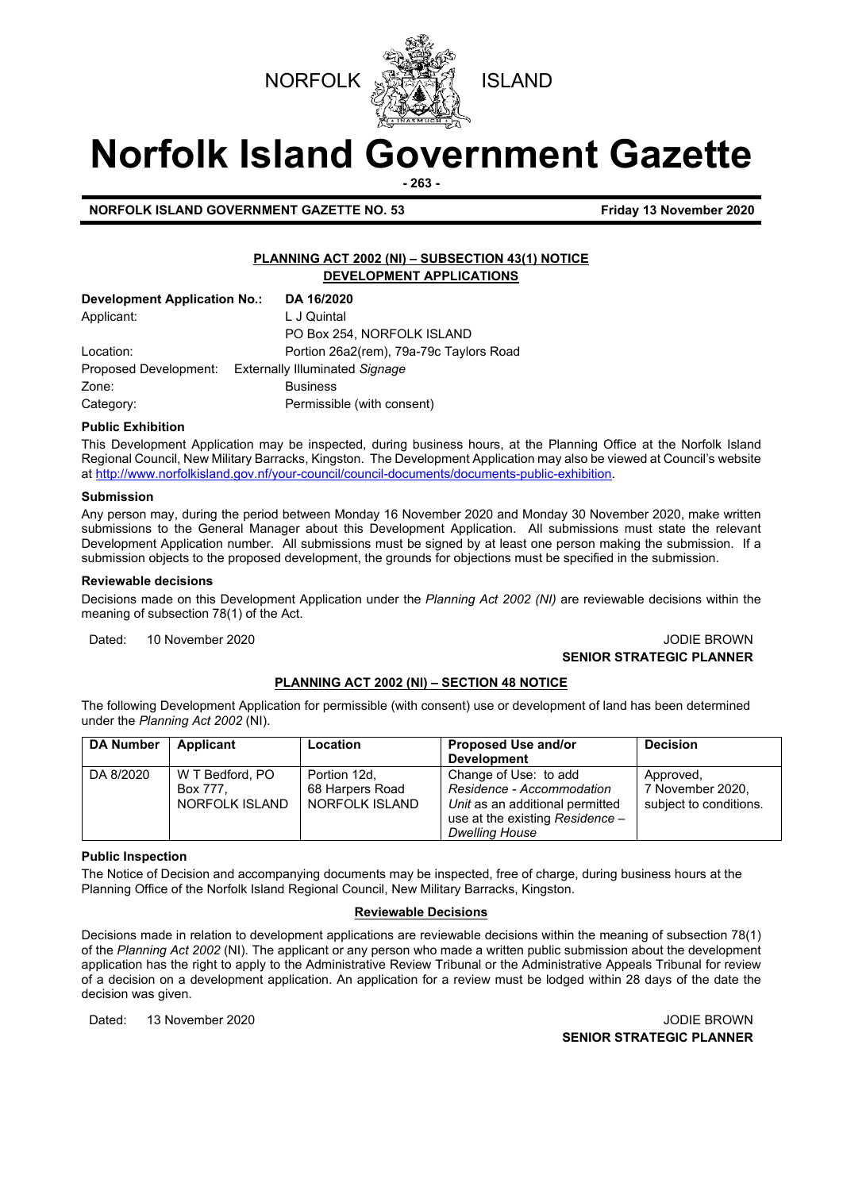NORFOLK ISLAND

# Norfolk Island Government Gazette

**NORFOLK ISLAND GOVERNMENT GAZETTE NO. 53** **Friday 13 November 2020**

## PLANNING ACT 2002 (NI) – SUBSECTION 43(1) NOTICE
## DEVELOPMENT APPLICATIONS

| | |
|---|---|
| **Development Application No.:** | **DA 16/2020** |
| Applicant: | L J Quintal<br>PO Box 254, NORFOLK ISLAND |
| Location: | Portion 26a2(rem), 79a-79c Taylors Road |
| Proposed Development: | Externally Illuminated *Signage* |
| Zone: | Business |
| Category: | Permissible (with consent) |

**Public Exhibition**

This Development Application may be inspected, during business hours, at the Planning Office at the Norfolk Island Regional Council, New Military Barracks, Kingston. The Development Application may also be viewed at Council's website at http://www.norfolkisland.gov.nf/your-council/council-documents/documents-public-exhibition.

**Submission**

Any person may, during the period between Monday 16 November 2020 and Monday 30 November 2020, make written submissions to the General Manager about this Development Application. All submissions must state the relevant Development Application number. All submissions must be signed by at least one person making the submission. If a submission objects to the proposed development, the grounds for objections must be specified in the submission.

**Reviewable decisions**

Decisions made on this Development Application under the *Planning Act 2002 (NI)* are reviewable decisions within the meaning of subsection 78(1) of the Act.

Dated: 10 November 2020

JODIE BROWN
**SENIOR STRATEGIC PLANNER**

## PLANNING ACT 2002 (NI) – SECTION 48 NOTICE

The following Development Application for permissible (with consent) use or development of land has been determined under the *Planning Act 2002* (NI).

| DA Number | Applicant | Location | Proposed Use and/or Development | Decision |
|---|---|---|---|---|
| DA 8/2020 | W T Bedford, PO Box 777, NORFOLK ISLAND | Portion 12d, 68 Harpers Road NORFOLK ISLAND | Change of Use: to add *Residence - Accommodation Unit* as an additional permitted use at the existing *Residence – Dwelling House* | Approved, 7 November 2020, subject to conditions. |

**Public Inspection**

The Notice of Decision and accompanying documents may be inspected, free of charge, during business hours at the Planning Office of the Norfolk Island Regional Council, New Military Barracks, Kingston.

**Reviewable Decisions**

Decisions made in relation to development applications are reviewable decisions within the meaning of subsection 78(1) of the *Planning Act 2002* (NI). The applicant or any person who made a written public submission about the development application has the right to apply to the Administrative Review Tribunal or the Administrative Appeals Tribunal for review of a decision on a development application. An application for a review must be lodged within 28 days of the date the decision was given.

Dated: 13 November 2020

JODIE BROWN
**SENIOR STRATEGIC PLANNER**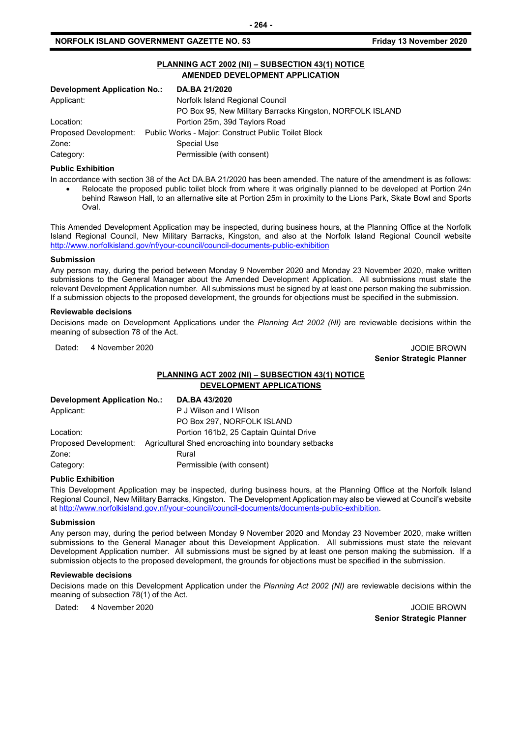## PLANNING ACT 2002 (NI) – SUBSECTION 43(1) NOTICE
## AMENDED DEVELOPMENT APPLICATION

| **Development Application No.:** | **DA.BA 21/2020** |
|---|---|
| Applicant: | Norfolk Island Regional Council<br>PO Box 95, New Military Barracks Kingston, NORFOLK ISLAND |
| Location: | Portion 25m, 39d Taylors Road |
| Proposed Development: | Public Works - Major: Construct Public Toilet Block |
| Zone: | Special Use |
| Category: | Permissible (with consent) |

### Public Exhibition

In accordance with section 38 of the Act DA.BA 21/2020 has been amended. The nature of the amendment is as follows:

- Relocate the proposed public toilet block from where it was originally planned to be developed at Portion 24n behind Rawson Hall, to an alternative site at Portion 25m in proximity to the Lions Park, Skate Bowl and Sports Oval.

This Amended Development Application may be inspected, during business hours, at the Planning Office at the Norfolk Island Regional Council, New Military Barracks, Kingston, and also at the Norfolk Island Regional Council website http://www.norfolkisland.gov/nf/your-council/council-documents-public-exhibition

### Submission

Any person may, during the period between Monday 9 November 2020 and Monday 23 November 2020, make written submissions to the General Manager about the Amended Development Application. All submissions must state the relevant Development Application number. All submissions must be signed by at least one person making the submission. If a submission objects to the proposed development, the grounds for objections must be specified in the submission.

### Reviewable decisions

Decisions made on Development Applications under the *Planning Act 2002 (NI)* are reviewable decisions within the meaning of subsection 78 of the Act.

Dated: 4 November 2020

JODIE BROWN
**Senior Strategic Planner**

## PLANNING ACT 2002 (NI) – SUBSECTION 43(1) NOTICE
## DEVELOPMENT APPLICATIONS

| **Development Application No.:** | **DA.BA 43/2020** |
|---|---|
| Applicant: | P J Wilson and I Wilson<br>PO Box 297, NORFOLK ISLAND |
| Location: | Portion 161b2, 25 Captain Quintal Drive |
| Proposed Development: | Agricultural Shed encroaching into boundary setbacks |
| Zone: | Rural |
| Category: | Permissible (with consent) |

### Public Exhibition

This Development Application may be inspected, during business hours, at the Planning Office at the Norfolk Island Regional Council, New Military Barracks, Kingston. The Development Application may also be viewed at Council's website at http://www.norfolkisland.gov.nf/your-council/council-documents/documents-public-exhibition.

### Submission

Any person may, during the period between Monday 9 November 2020 and Monday 23 November 2020, make written submissions to the General Manager about this Development Application. All submissions must state the relevant Development Application number. All submissions must be signed by at least one person making the submission. If a submission objects to the proposed development, the grounds for objections must be specified in the submission.

### Reviewable decisions

Decisions made on this Development Application under the *Planning Act 2002 (NI)* are reviewable decisions within the meaning of subsection 78(1) of the Act.

Dated: 4 November 2020

JODIE BROWN
**Senior Strategic Planner**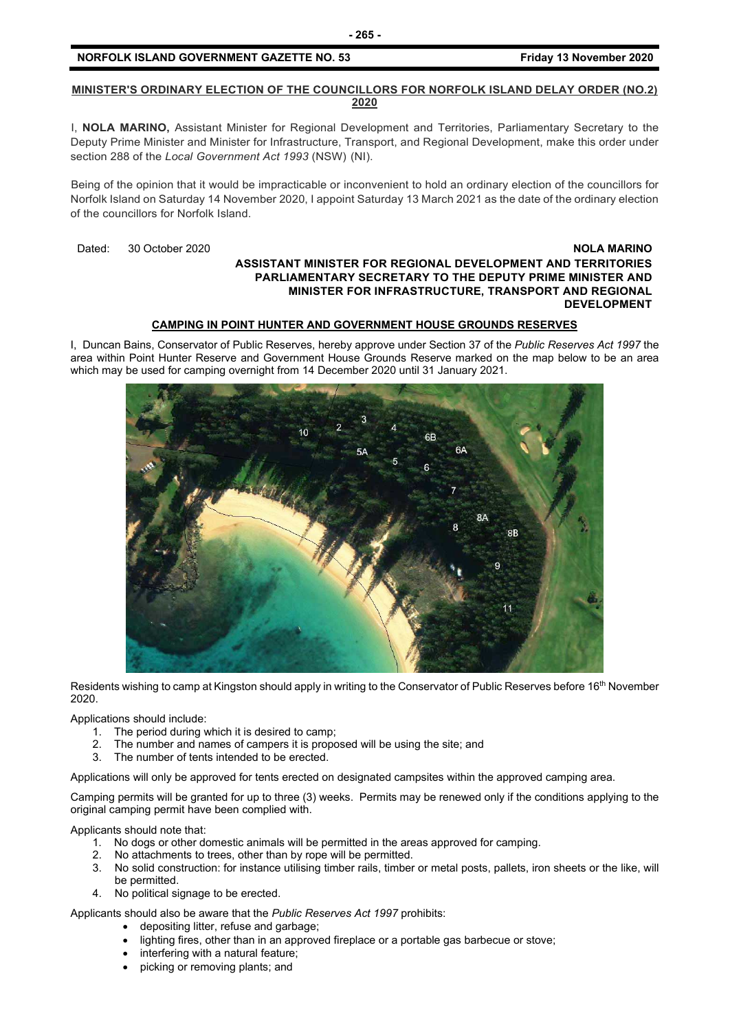## MINISTER'S ORDINARY ELECTION OF THE COUNCILLORS FOR NORFOLK ISLAND DELAY ORDER (NO.2) 2020

I, **NOLA MARINO,** Assistant Minister for Regional Development and Territories, Parliamentary Secretary to the Deputy Prime Minister and Minister for Infrastructure, Transport, and Regional Development, make this order under section 288 of the *Local Government Act 1993* (NSW) (NI).

Being of the opinion that it would be impracticable or inconvenient to hold an ordinary election of the councillors for Norfolk Island on Saturday 14 November 2020, I appoint Saturday 13 March 2021 as the date of the ordinary election of the councillors for Norfolk Island.

Dated: 30 October 2020

**NOLA MARINO**
**ASSISTANT MINISTER FOR REGIONAL DEVELOPMENT AND TERRITORIES**
**PARLIAMENTARY SECRETARY TO THE DEPUTY PRIME MINISTER AND MINISTER FOR INFRASTRUCTURE, TRANSPORT AND REGIONAL DEVELOPMENT**

## CAMPING IN POINT HUNTER AND GOVERNMENT HOUSE GROUNDS RESERVES

I, Duncan Bains, Conservator of Public Reserves, hereby approve under Section 37 of the *Public Reserves Act 1997* the area within Point Hunter Reserve and Government House Grounds Reserve marked on the map below to be an area which may be used for camping overnight from 14 December 2020 until 31 January 2021.

Residents wishing to camp at Kingston should apply in writing to the Conservator of Public Reserves before 16th November 2020.

Applications should include:

1. The period during which it is desired to camp;
2. The number and names of campers it is proposed will be using the site; and
3. The number of tents intended to be erected.

Applications will only be approved for tents erected on designated campsites within the approved camping area.

Camping permits will be granted for up to three (3) weeks. Permits may be renewed only if the conditions applying to the original camping permit have been complied with.

Applicants should note that:

1. No dogs or other domestic animals will be permitted in the areas approved for camping.
2. No attachments to trees, other than by rope will be permitted.
3. No solid construction: for instance utilising timber rails, timber or metal posts, pallets, iron sheets or the like, will be permitted.
4. No political signage to be erected.

Applicants should also be aware that the *Public Reserves Act 1997* prohibits:

- depositing litter, refuse and garbage;
- lighting fires, other than in an approved fireplace or a portable gas barbecue or stove;
- interfering with a natural feature;
- picking or removing plants; and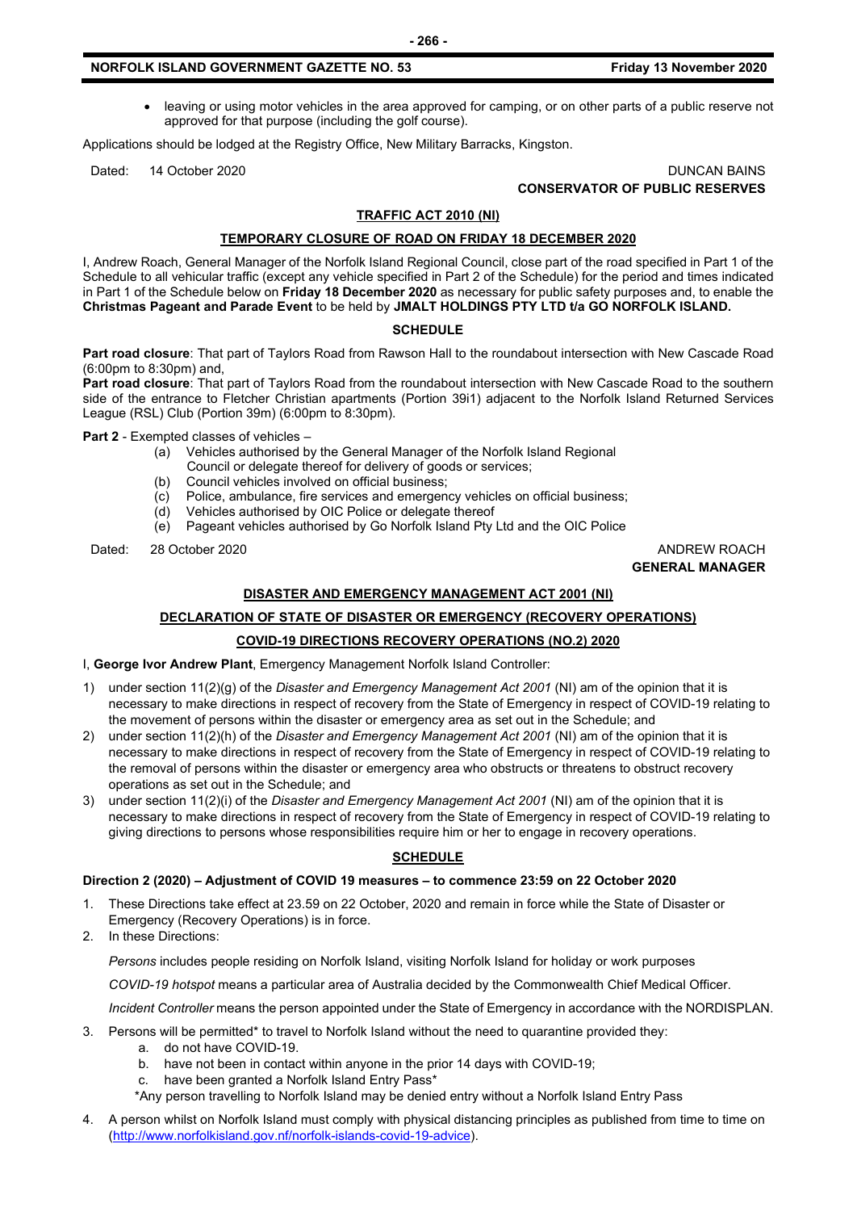- leaving or using motor vehicles in the area approved for camping, or on other parts of a public reserve not approved for that purpose (including the golf course).

Applications should be lodged at the Registry Office, New Military Barracks, Kingston.

Dated: 14 October 2020

DUNCAN BAINS
**CONSERVATOR OF PUBLIC RESERVES**

## TRAFFIC ACT 2010 (NI)

### TEMPORARY CLOSURE OF ROAD ON FRIDAY 18 DECEMBER 2020

I, Andrew Roach, General Manager of the Norfolk Island Regional Council, close part of the road specified in Part 1 of the Schedule to all vehicular traffic (except any vehicle specified in Part 2 of the Schedule) for the period and times indicated in Part 1 of the Schedule below on **Friday 18 December 2020** as necessary for public safety purposes and, to enable the **Christmas Pageant and Parade Event** to be held by **JMALT HOLDINGS PTY LTD t/a GO NORFOLK ISLAND.**

**SCHEDULE**

**Part road closure**: That part of Taylors Road from Rawson Hall to the roundabout intersection with New Cascade Road (6:00pm to 8:30pm) and,

**Part road closure**: That part of Taylors Road from the roundabout intersection with New Cascade Road to the southern side of the entrance to Fletcher Christian apartments (Portion 39i1) adjacent to the Norfolk Island Returned Services League (RSL) Club (Portion 39m) (6:00pm to 8:30pm).

**Part 2** - Exempted classes of vehicles –

(a) Vehicles authorised by the General Manager of the Norfolk Island Regional Council or delegate thereof for delivery of goods or services;
(b) Council vehicles involved on official business;
(c) Police, ambulance, fire services and emergency vehicles on official business;
(d) Vehicles authorised by OIC Police or delegate thereof
(e) Pageant vehicles authorised by Go Norfolk Island Pty Ltd and the OIC Police

Dated: 28 October 2020

ANDREW ROACH
**GENERAL MANAGER**

## DISASTER AND EMERGENCY MANAGEMENT ACT 2001 (NI)

### DECLARATION OF STATE OF DISASTER OR EMERGENCY (RECOVERY OPERATIONS)

### COVID-19 DIRECTIONS RECOVERY OPERATIONS (NO.2) 2020

I, **George Ivor Andrew Plant**, Emergency Management Norfolk Island Controller:

1) under section 11(2)(g) of the *Disaster and Emergency Management Act 2001* (NI) am of the opinion that it is necessary to make directions in respect of recovery from the State of Emergency in respect of COVID-19 relating to the movement of persons within the disaster or emergency area as set out in the Schedule; and
2) under section 11(2)(h) of the *Disaster and Emergency Management Act 2001* (NI) am of the opinion that it is necessary to make directions in respect of recovery from the State of Emergency in respect of COVID-19 relating to the removal of persons within the disaster or emergency area who obstructs or threatens to obstruct recovery operations as set out in the Schedule; and
3) under section 11(2)(i) of the *Disaster and Emergency Management Act 2001* (NI) am of the opinion that it is necessary to make directions in respect of recovery from the State of Emergency in respect of COVID-19 relating to giving directions to persons whose responsibilities require him or her to engage in recovery operations.

**SCHEDULE**

**Direction 2 (2020) – Adjustment of COVID 19 measures – to commence 23:59 on 22 October 2020**

1. These Directions take effect at 23.59 on 22 October, 2020 and remain in force while the State of Disaster or Emergency (Recovery Operations) is in force.
2. In these Directions:

   *Persons* includes people residing on Norfolk Island, visiting Norfolk Island for holiday or work purposes

   *COVID-19 hotspot* means a particular area of Australia decided by the Commonwealth Chief Medical Officer.

   *Incident Controller* means the person appointed under the State of Emergency in accordance with the NORDISPLAN.

3. Persons will be permitted* to travel to Norfolk Island without the need to quarantine provided they:
   a. do not have COVID-19.
   b. have not been in contact within anyone in the prior 14 days with COVID-19;
   c. have been granted a Norfolk Island Entry Pass*

   *Any person travelling to Norfolk Island may be denied entry without a Norfolk Island Entry Pass

4. A person whilst on Norfolk Island must comply with physical distancing principles as published from time to time on (http://www.norfolkisland.gov.nf/norfolk-islands-covid-19-advice).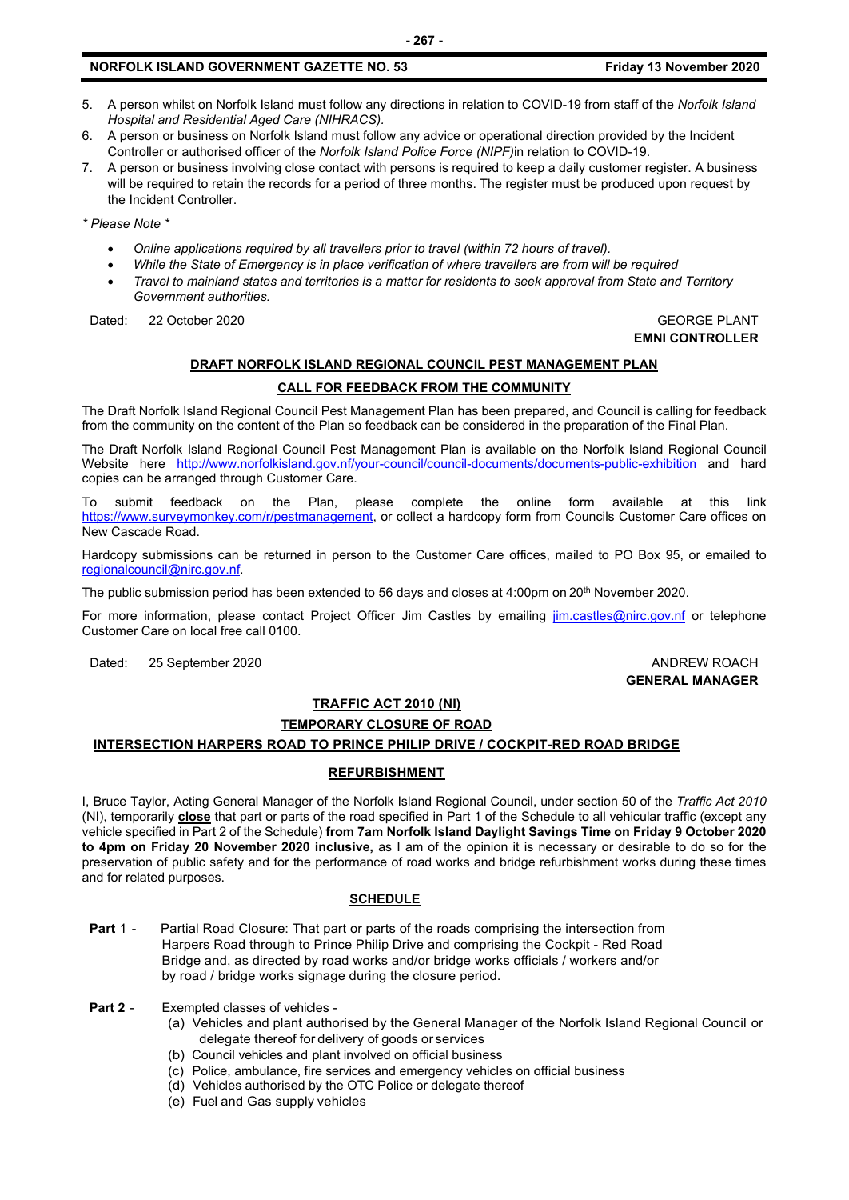5. A person whilst on Norfolk Island must follow any directions in relation to COVID-19 from staff of the *Norfolk Island Hospital and Residential Aged Care (NIHRACS).*
6. A person or business on Norfolk Island must follow any advice or operational direction provided by the Incident Controller or authorised officer of the *Norfolk Island Police Force (NIPF)*in relation to COVID-19.
7. A person or business involving close contact with persons is required to keep a daily customer register. A business will be required to retain the records for a period of three months. The register must be produced upon request by the Incident Controller.

*\* Please Note \**

- *Online applications required by all travellers prior to travel (within 72 hours of travel).*
- *While the State of Emergency is in place verification of where travellers are from will be required*
- *Travel to mainland states and territories is a matter for residents to seek approval from State and Territory Government authorities.*

Dated: 22 October 2020

GEORGE PLANT
**EMNI CONTROLLER**

## DRAFT NORFOLK ISLAND REGIONAL COUNCIL PEST MANAGEMENT PLAN

### CALL FOR FEEDBACK FROM THE COMMUNITY

The Draft Norfolk Island Regional Council Pest Management Plan has been prepared, and Council is calling for feedback from the community on the content of the Plan so feedback can be considered in the preparation of the Final Plan.

The Draft Norfolk Island Regional Council Pest Management Plan is available on the Norfolk Island Regional Council Website here http://www.norfolkisland.gov.nf/your-council/council-documents/documents-public-exhibition and hard copies can be arranged through Customer Care.

To submit feedback on the Plan, please complete the online form available at this link https://www.surveymonkey.com/r/pestmanagement, or collect a hardcopy form from Councils Customer Care offices on New Cascade Road.

Hardcopy submissions can be returned in person to the Customer Care offices, mailed to PO Box 95, or emailed to regionalcouncil@nirc.gov.nf.

The public submission period has been extended to 56 days and closes at 4:00pm on 20th November 2020.

For more information, please contact Project Officer Jim Castles by emailing jim.castles@nirc.gov.nf or telephone Customer Care on local free call 0100.

Dated: 25 September 2020

ANDREW ROACH
**GENERAL MANAGER**

## TRAFFIC ACT 2010 (NI)

### TEMPORARY CLOSURE OF ROAD

### INTERSECTION HARPERS ROAD TO PRINCE PHILIP DRIVE / COCKPIT-RED ROAD BRIDGE

### REFURBISHMENT

I, Bruce Taylor, Acting General Manager of the Norfolk Island Regional Council, under section 50 of the *Traffic Act 2010* (NI), temporarily **close** that part or parts of the road specified in Part 1 of the Schedule to all vehicular traffic (except any vehicle specified in Part 2 of the Schedule) **from 7am Norfolk Island Daylight Savings Time on Friday 9 October 2020 to 4pm on Friday 20 November 2020 inclusive,** as I am of the opinion it is necessary or desirable to do so for the preservation of public safety and for the performance of road works and bridge refurbishment works during these times and for related purposes.

### SCHEDULE

**Part** 1 - Partial Road Closure: That part or parts of the roads comprising the intersection from Harpers Road through to Prince Philip Drive and comprising the Cockpit - Red Road Bridge and, as directed by road works and/or bridge works officials / workers and/or by road / bridge works signage during the closure period.

**Part 2** - Exempted classes of vehicles -

(a) Vehicles and plant authorised by the General Manager of the Norfolk Island Regional Council or delegate thereof for delivery of goods or services
(b) Council vehicles and plant involved on official business
(c) Police, ambulance, fire services and emergency vehicles on official business
(d) Vehicles authorised by the OTC Police or delegate thereof
(e) Fuel and Gas supply vehicles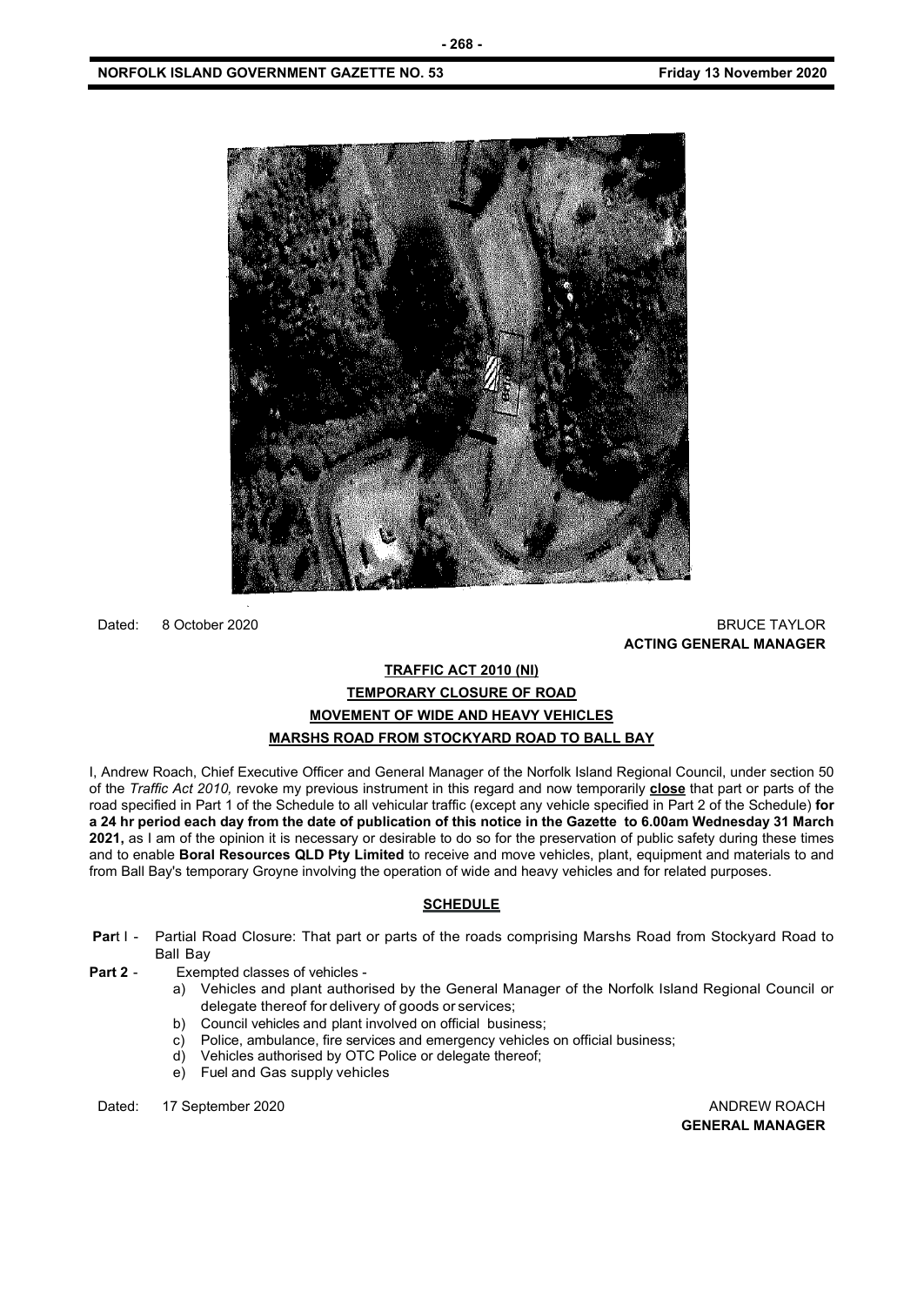Dated: 8 October 2020

BRUCE TAYLOR
**ACTING GENERAL MANAGER**

## TRAFFIC ACT 2010 (NI)
## TEMPORARY CLOSURE OF ROAD
## MOVEMENT OF WIDE AND HEAVY VEHICLES
## MARSHS ROAD FROM STOCKYARD ROAD TO BALL BAY

I, Andrew Roach, Chief Executive Officer and General Manager of the Norfolk Island Regional Council, under section 50 of the *Traffic Act 2010,* revoke my previous instrument in this regard and now temporarily **close** that part or parts of the road specified in Part 1 of the Schedule to all vehicular traffic (except any vehicle specified in Part 2 of the Schedule) **for a 24 hr period each day from the date of publication of this notice in the Gazette to 6.00am Wednesday 31 March 2021,** as I am of the opinion it is necessary or desirable to do so for the preservation of public safety during these times and to enable **Boral Resources QLD Pty Limited** to receive and move vehicles, plant, equipment and materials to and from Ball Bay's temporary Groyne involving the operation of wide and heavy vehicles and for related purposes.

### SCHEDULE

**Part I** - Partial Road Closure: That part or parts of the roads comprising Marshs Road from Stockyard Road to Ball Bay

**Part 2** - Exempted classes of vehicles -

a) Vehicles and plant authorised by the General Manager of the Norfolk Island Regional Council or delegate thereof for delivery of goods or services;
b) Council vehicles and plant involved on official business;
c) Police, ambulance, fire services and emergency vehicles on official business;
d) Vehicles authorised by OTC Police or delegate thereof;
e) Fuel and Gas supply vehicles

Dated: 17 September 2020

ANDREW ROACH
**GENERAL MANAGER**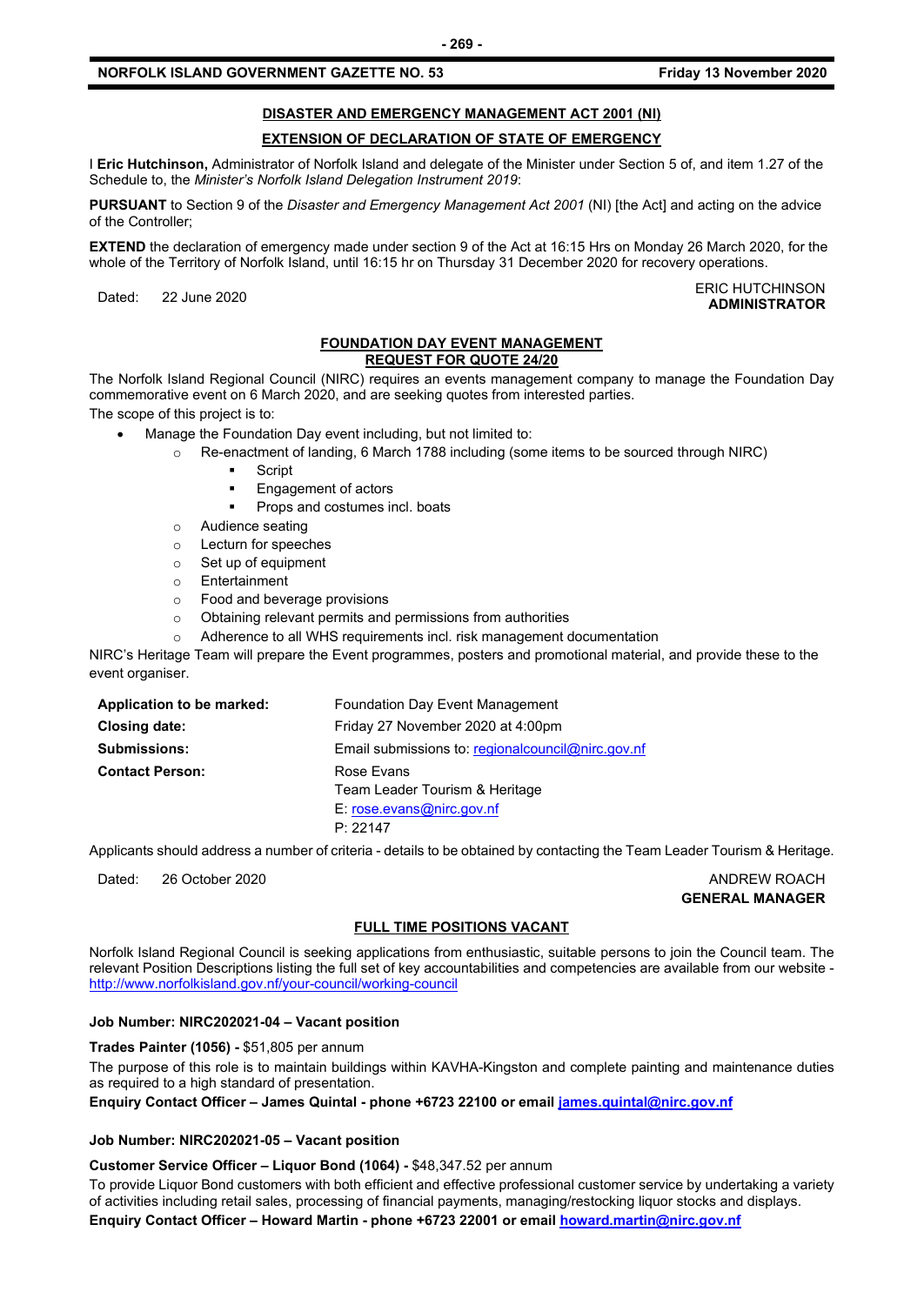## DISASTER AND EMERGENCY MANAGEMENT ACT 2001 (NI)

## EXTENSION OF DECLARATION OF STATE OF EMERGENCY

I **Eric Hutchinson,** Administrator of Norfolk Island and delegate of the Minister under Section 5 of, and item 1.27 of the Schedule to, the *Minister's Norfolk Island Delegation Instrument 2019*:

**PURSUANT** to Section 9 of the *Disaster and Emergency Management Act 2001* (NI) [the Act] and acting on the advice of the Controller;

**EXTEND** the declaration of emergency made under section 9 of the Act at 16:15 Hrs on Monday 26 March 2020, for the whole of the Territory of Norfolk Island, until 16:15 hr on Thursday 31 December 2020 for recovery operations.

Dated: 22 June 2020

ERIC HUTCHINSON
**ADMINISTRATOR**

## FOUNDATION DAY EVENT MANAGEMENT
## REQUEST FOR QUOTE 24/20

The Norfolk Island Regional Council (NIRC) requires an events management company to manage the Foundation Day commemorative event on 6 March 2020, and are seeking quotes from interested parties.

The scope of this project is to:

- Manage the Foundation Day event including, but not limited to:
  - Re-enactment of landing, 6 March 1788 including (some items to be sourced through NIRC)
    - Script
    - Engagement of actors
    - Props and costumes incl. boats
  - Audience seating
  - Lecturn for speeches
  - Set up of equipment
  - Entertainment
  - Food and beverage provisions
  - Obtaining relevant permits and permissions from authorities
  - Adherence to all WHS requirements incl. risk management documentation

NIRC's Heritage Team will prepare the Event programmes, posters and promotional material, and provide these to the event organiser.

| | |
|---|---|
| **Application to be marked:** | Foundation Day Event Management |
| **Closing date:** | Friday 27 November 2020 at 4:00pm |
| **Submissions:** | Email submissions to: regionalcouncil@nirc.gov.nf |
| **Contact Person:** | Rose Evans<br>Team Leader Tourism & Heritage<br>E: rose.evans@nirc.gov.nf<br>P: 22147 |

Applicants should address a number of criteria - details to be obtained by contacting the Team Leader Tourism & Heritage.

Dated: 26 October 2020

ANDREW ROACH
**GENERAL MANAGER**

## FULL TIME POSITIONS VACANT

Norfolk Island Regional Council is seeking applications from enthusiastic, suitable persons to join the Council team. The relevant Position Descriptions listing the full set of key accountabilities and competencies are available from our website - http://www.norfolkisland.gov.nf/your-council/working-council

**Job Number: NIRC202021-04 – Vacant position**

**Trades Painter (1056) -** $51,805 per annum

The purpose of this role is to maintain buildings within KAVHA-Kingston and complete painting and maintenance duties as required to a high standard of presentation.

**Enquiry Contact Officer – James Quintal - phone +6723 22100 or email james.quintal@nirc.gov.nf**

**Job Number: NIRC202021-05 – Vacant position**

**Customer Service Officer – Liquor Bond (1064) -** $48,347.52 per annum

To provide Liquor Bond customers with both efficient and effective professional customer service by undertaking a variety of activities including retail sales, processing of financial payments, managing/restocking liquor stocks and displays.

**Enquiry Contact Officer – Howard Martin - phone +6723 22001 or email howard.martin@nirc.gov.nf**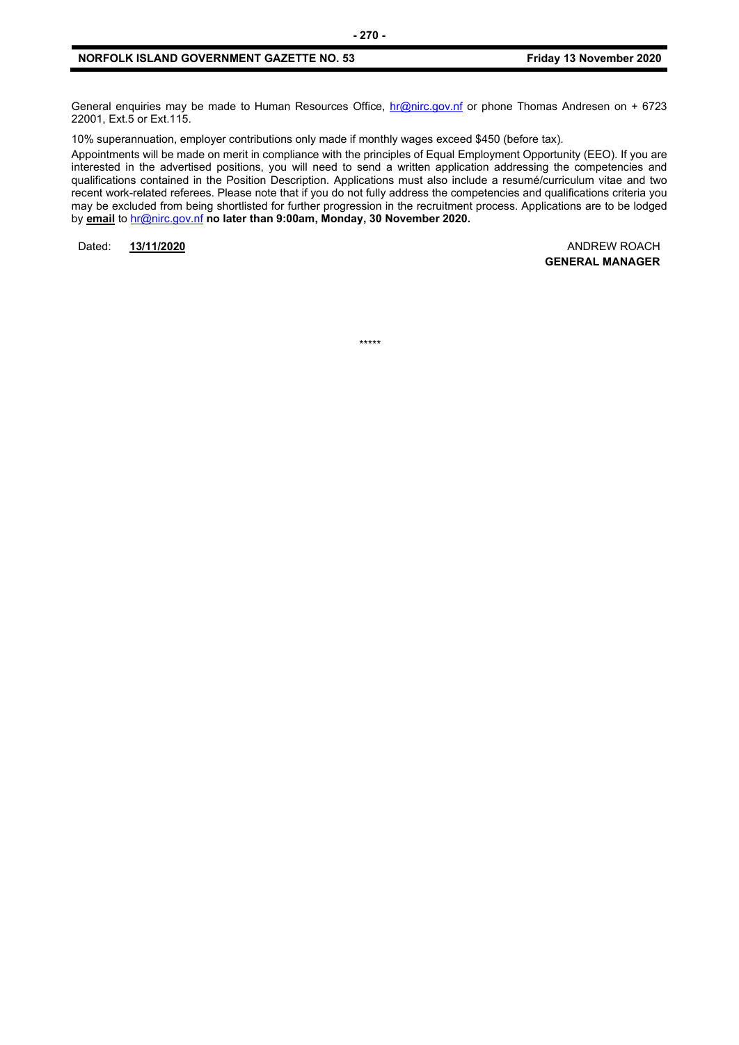General enquiries may be made to Human Resources Office, hr@nirc.gov.nf or phone Thomas Andresen on + 6723 22001, Ext.5 or Ext.115.

10% superannuation, employer contributions only made if monthly wages exceed $450 (before tax).

Appointments will be made on merit in compliance with the principles of Equal Employment Opportunity (EEO). If you are interested in the advertised positions, you will need to send a written application addressing the competencies and qualifications contained in the Position Description. Applications must also include a resumé/curriculum vitae and two recent work-related referees. Please note that if you do not fully address the competencies and qualifications criteria you may be excluded from being shortlisted for further progression in the recruitment process. Applications are to be lodged by **email** to hr@nirc.gov.nf **no later than 9:00am, Monday, 30 November 2020.**

Dated: **13/11/2020**

ANDREW ROACH
**GENERAL MANAGER**

*****